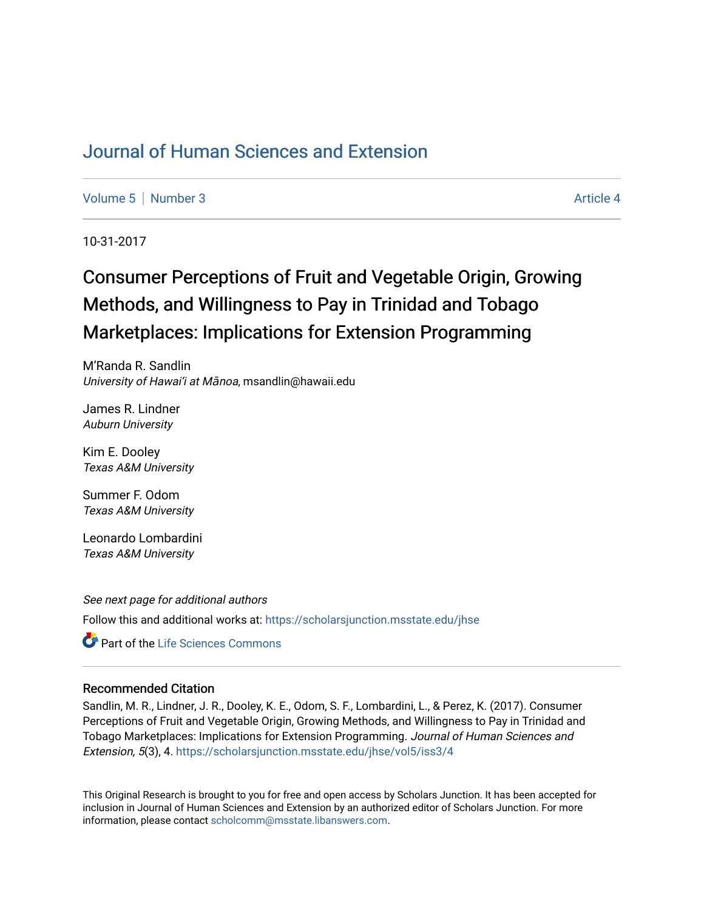# Journal of Human Sciences and Extension

Volume 5 | Number 3 Article 4

10-31-2017

## Consumer Perceptions of Fruit and Vegetable Origin, Growing Methods, and Willingness to Pay in Trinidad and Tobago Marketplaces: Implications for Extension Programming

M'Randa R. Sandlin
*University of Hawai'i at Mānoa*, msandlin@hawaii.edu

James R. Lindner
*Auburn University*

Kim E. Dooley
*Texas A&M University*

Summer F. Odom
*Texas A&M University*

Leonardo Lombardini
*Texas A&M University*

*See next page for additional authors*

Follow this and additional works at: https://scholarsjunction.msstate.edu/jhse

Part of the Life Sciences Commons

### Recommended Citation

Sandlin, M. R., Lindner, J. R., Dooley, K. E., Odom, S. F., Lombardini, L., & Perez, K. (2017). Consumer Perceptions of Fruit and Vegetable Origin, Growing Methods, and Willingness to Pay in Trinidad and Tobago Marketplaces: Implications for Extension Programming. *Journal of Human Sciences and Extension, 5*(3), 4. https://scholarsjunction.msstate.edu/jhse/vol5/iss3/4

This Original Research is brought to you for free and open access by Scholars Junction. It has been accepted for inclusion in Journal of Human Sciences and Extension by an authorized editor of Scholars Junction. For more information, please contact scholcomm@msstate.libanswers.com.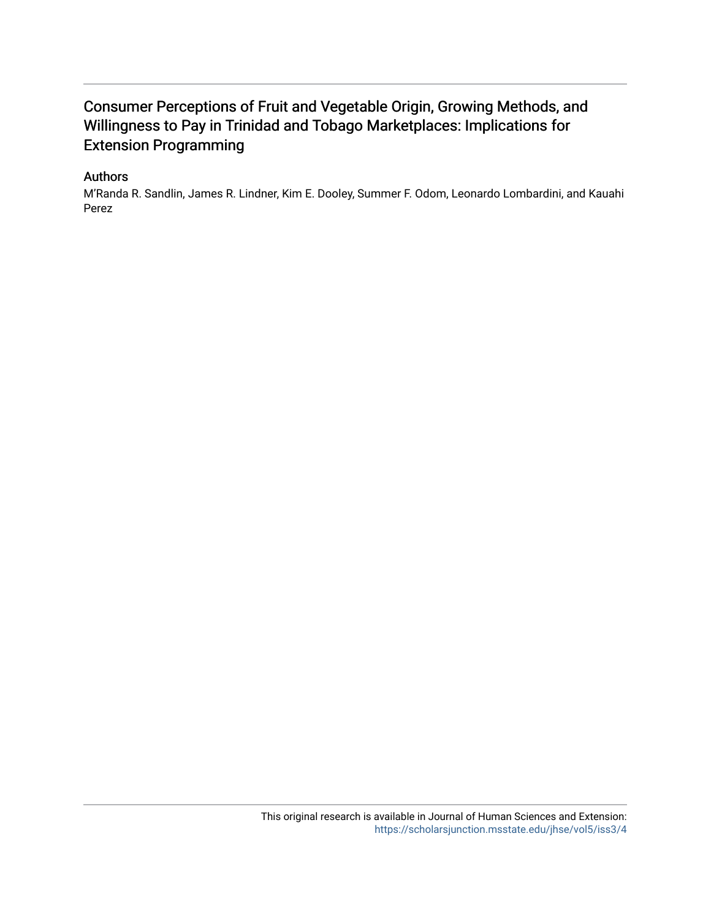# Consumer Perceptions of Fruit and Vegetable Origin, Growing Methods, and Willingness to Pay in Trinidad and Tobago Marketplaces: Implications for Extension Programming

## Authors

M'Randa R. Sandlin, James R. Lindner, Kim E. Dooley, Summer F. Odom, Leonardo Lombardini, and Kauahi Perez

This original research is available in Journal of Human Sciences and Extension: https://scholarsjunction.msstate.edu/jhse/vol5/iss3/4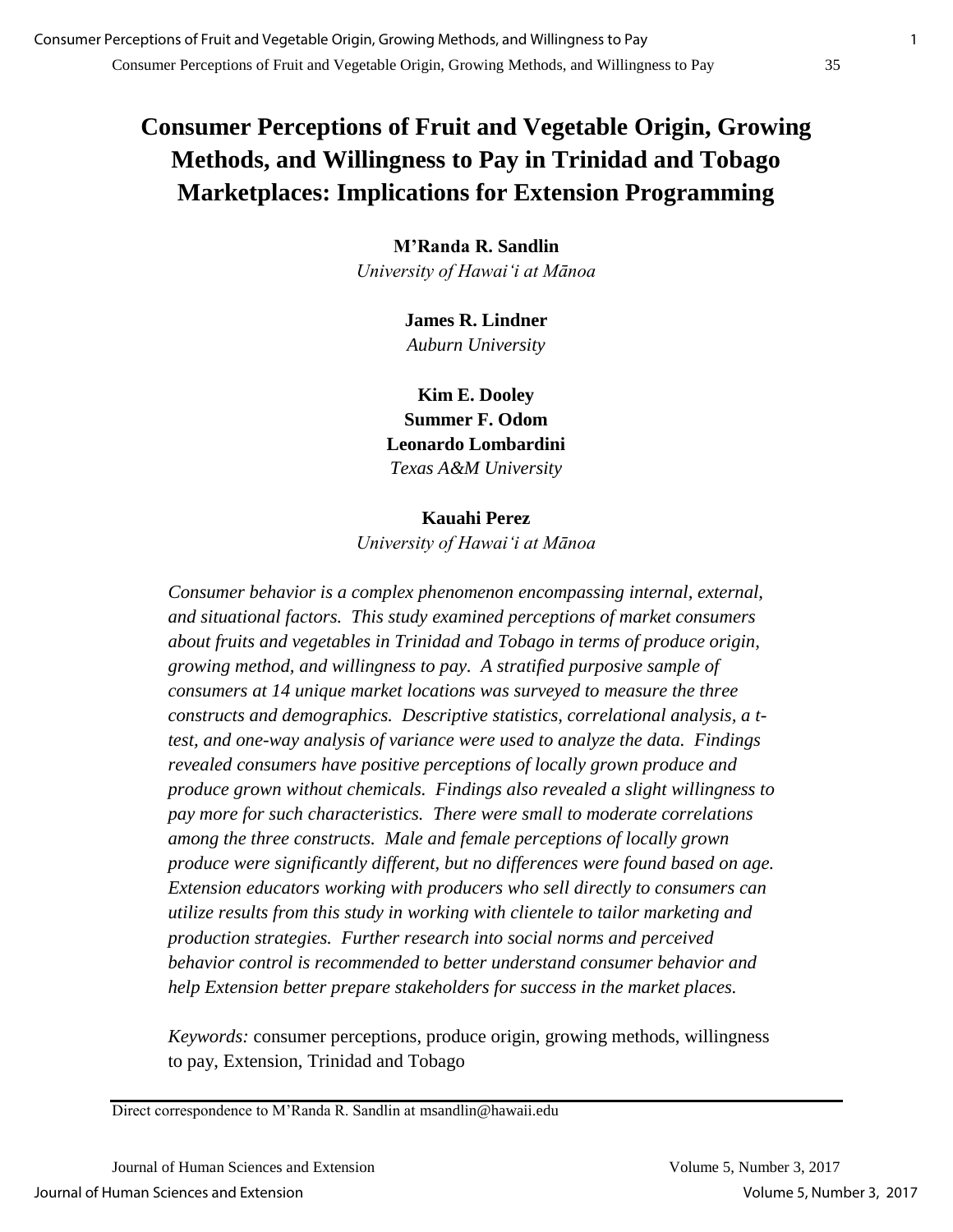# Consumer Perceptions of Fruit and Vegetable Origin, Growing Methods, and Willingness to Pay in Trinidad and Tobago Marketplaces: Implications for Extension Programming

**M'Randa R. Sandlin**
*University of Hawaiʻi at Mānoa*

**James R. Lindner**
*Auburn University*

**Kim E. Dooley**
**Summer F. Odom**
**Leonardo Lombardini**
*Texas A&M University*

**Kauahi Perez**
*University of Hawaiʻi at Mānoa*

*Consumer behavior is a complex phenomenon encompassing internal, external, and situational factors. This study examined perceptions of market consumers about fruits and vegetables in Trinidad and Tobago in terms of produce origin, growing method, and willingness to pay. A stratified purposive sample of consumers at 14 unique market locations was surveyed to measure the three constructs and demographics. Descriptive statistics, correlational analysis, a t-test, and one-way analysis of variance were used to analyze the data. Findings revealed consumers have positive perceptions of locally grown produce and produce grown without chemicals. Findings also revealed a slight willingness to pay more for such characteristics. There were small to moderate correlations among the three constructs. Male and female perceptions of locally grown produce were significantly different, but no differences were found based on age. Extension educators working with producers who sell directly to consumers can utilize results from this study in working with clientele to tailor marketing and production strategies. Further research into social norms and perceived behavior control is recommended to better understand consumer behavior and help Extension better prepare stakeholders for success in the market places.*

*Keywords:* consumer perceptions, produce origin, growing methods, willingness to pay, Extension, Trinidad and Tobago

---

Direct correspondence to M'Randa R. Sandlin at msandlin@hawaii.edu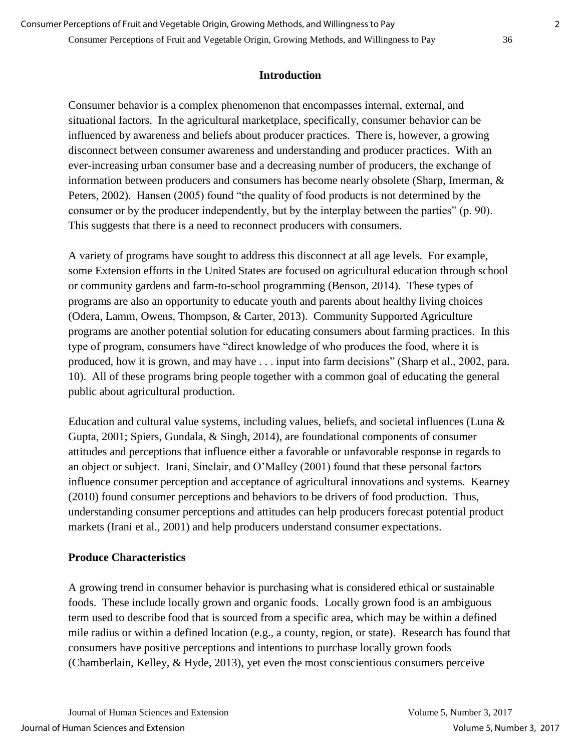## Introduction

Consumer behavior is a complex phenomenon that encompasses internal, external, and situational factors. In the agricultural marketplace, specifically, consumer behavior can be influenced by awareness and beliefs about producer practices. There is, however, a growing disconnect between consumer awareness and understanding and producer practices. With an ever-increasing urban consumer base and a decreasing number of producers, the exchange of information between producers and consumers has become nearly obsolete (Sharp, Imerman, & Peters, 2002). Hansen (2005) found "the quality of food products is not determined by the consumer or by the producer independently, but by the interplay between the parties" (p. 90). This suggests that there is a need to reconnect producers with consumers.

A variety of programs have sought to address this disconnect at all age levels. For example, some Extension efforts in the United States are focused on agricultural education through school or community gardens and farm-to-school programming (Benson, 2014). These types of programs are also an opportunity to educate youth and parents about healthy living choices (Odera, Lamm, Owens, Thompson, & Carter, 2013). Community Supported Agriculture programs are another potential solution for educating consumers about farming practices. In this type of program, consumers have "direct knowledge of who produces the food, where it is produced, how it is grown, and may have . . . input into farm decisions" (Sharp et al., 2002, para. 10). All of these programs bring people together with a common goal of educating the general public about agricultural production.

Education and cultural value systems, including values, beliefs, and societal influences (Luna & Gupta, 2001; Spiers, Gundala, & Singh, 2014), are foundational components of consumer attitudes and perceptions that influence either a favorable or unfavorable response in regards to an object or subject. Irani, Sinclair, and O'Malley (2001) found that these personal factors influence consumer perception and acceptance of agricultural innovations and systems. Kearney (2010) found consumer perceptions and behaviors to be drivers of food production. Thus, understanding consumer perceptions and attitudes can help producers forecast potential product markets (Irani et al., 2001) and help producers understand consumer expectations.

### Produce Characteristics

A growing trend in consumer behavior is purchasing what is considered ethical or sustainable foods. These include locally grown and organic foods. Locally grown food is an ambiguous term used to describe food that is sourced from a specific area, which may be within a defined mile radius or within a defined location (e.g., a county, region, or state). Research has found that consumers have positive perceptions and intentions to purchase locally grown foods (Chamberlain, Kelley, & Hyde, 2013), yet even the most conscientious consumers perceive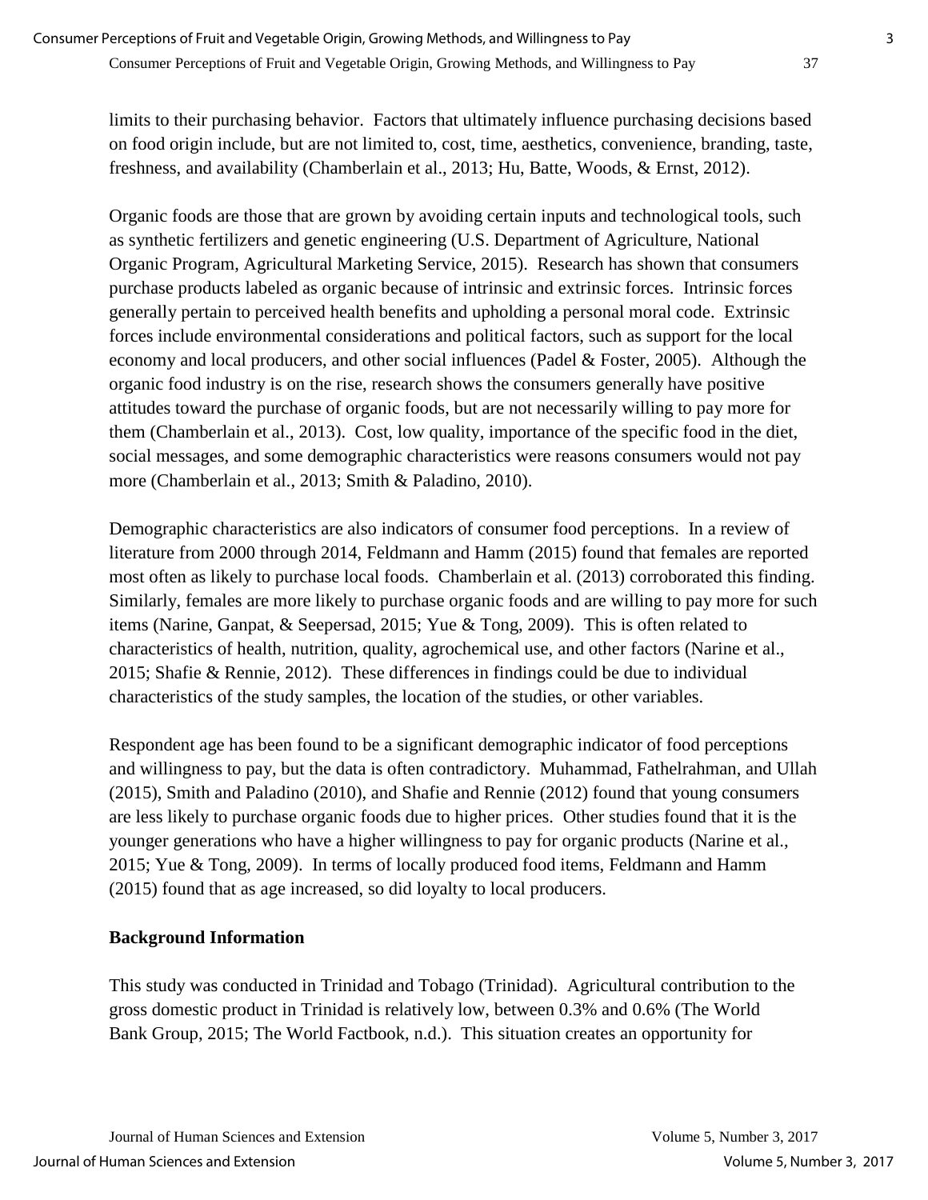limits to their purchasing behavior. Factors that ultimately influence purchasing decisions based on food origin include, but are not limited to, cost, time, aesthetics, convenience, branding, taste, freshness, and availability (Chamberlain et al., 2013; Hu, Batte, Woods, & Ernst, 2012).

Organic foods are those that are grown by avoiding certain inputs and technological tools, such as synthetic fertilizers and genetic engineering (U.S. Department of Agriculture, National Organic Program, Agricultural Marketing Service, 2015). Research has shown that consumers purchase products labeled as organic because of intrinsic and extrinsic forces. Intrinsic forces generally pertain to perceived health benefits and upholding a personal moral code. Extrinsic forces include environmental considerations and political factors, such as support for the local economy and local producers, and other social influences (Padel & Foster, 2005). Although the organic food industry is on the rise, research shows the consumers generally have positive attitudes toward the purchase of organic foods, but are not necessarily willing to pay more for them (Chamberlain et al., 2013). Cost, low quality, importance of the specific food in the diet, social messages, and some demographic characteristics were reasons consumers would not pay more (Chamberlain et al., 2013; Smith & Paladino, 2010).

Demographic characteristics are also indicators of consumer food perceptions. In a review of literature from 2000 through 2014, Feldmann and Hamm (2015) found that females are reported most often as likely to purchase local foods. Chamberlain et al. (2013) corroborated this finding. Similarly, females are more likely to purchase organic foods and are willing to pay more for such items (Narine, Ganpat, & Seepersad, 2015; Yue & Tong, 2009). This is often related to characteristics of health, nutrition, quality, agrochemical use, and other factors (Narine et al., 2015; Shafie & Rennie, 2012). These differences in findings could be due to individual characteristics of the study samples, the location of the studies, or other variables.

Respondent age has been found to be a significant demographic indicator of food perceptions and willingness to pay, but the data is often contradictory. Muhammad, Fathelrahman, and Ullah (2015), Smith and Paladino (2010), and Shafie and Rennie (2012) found that young consumers are less likely to purchase organic foods due to higher prices. Other studies found that it is the younger generations who have a higher willingness to pay for organic products (Narine et al., 2015; Yue & Tong, 2009). In terms of locally produced food items, Feldmann and Hamm (2015) found that as age increased, so did loyalty to local producers.

## Background Information

This study was conducted in Trinidad and Tobago (Trinidad). Agricultural contribution to the gross domestic product in Trinidad is relatively low, between 0.3% and 0.6% (The World Bank Group, 2015; The World Factbook, n.d.). This situation creates an opportunity for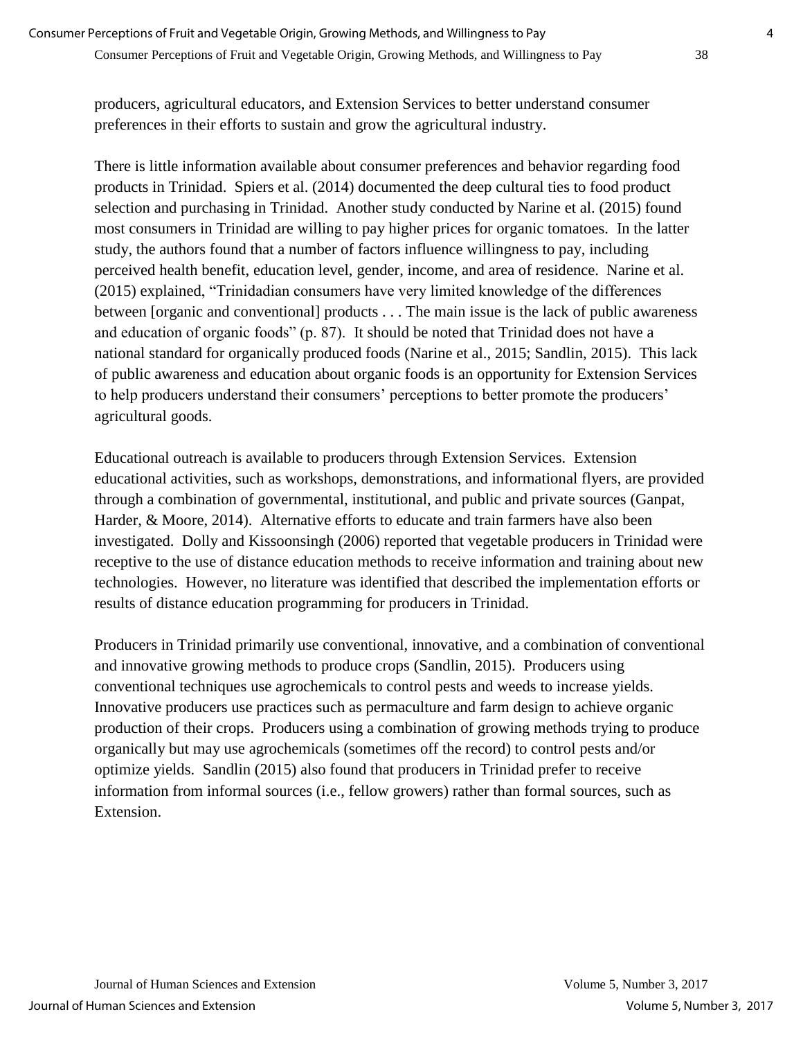producers, agricultural educators, and Extension Services to better understand consumer preferences in their efforts to sustain and grow the agricultural industry.

There is little information available about consumer preferences and behavior regarding food products in Trinidad. Spiers et al. (2014) documented the deep cultural ties to food product selection and purchasing in Trinidad. Another study conducted by Narine et al. (2015) found most consumers in Trinidad are willing to pay higher prices for organic tomatoes. In the latter study, the authors found that a number of factors influence willingness to pay, including perceived health benefit, education level, gender, income, and area of residence. Narine et al. (2015) explained, "Trinidadian consumers have very limited knowledge of the differences between [organic and conventional] products . . . The main issue is the lack of public awareness and education of organic foods" (p. 87). It should be noted that Trinidad does not have a national standard for organically produced foods (Narine et al., 2015; Sandlin, 2015). This lack of public awareness and education about organic foods is an opportunity for Extension Services to help producers understand their consumers' perceptions to better promote the producers' agricultural goods.

Educational outreach is available to producers through Extension Services. Extension educational activities, such as workshops, demonstrations, and informational flyers, are provided through a combination of governmental, institutional, and public and private sources (Ganpat, Harder, & Moore, 2014). Alternative efforts to educate and train farmers have also been investigated. Dolly and Kissoonsingh (2006) reported that vegetable producers in Trinidad were receptive to the use of distance education methods to receive information and training about new technologies. However, no literature was identified that described the implementation efforts or results of distance education programming for producers in Trinidad.

Producers in Trinidad primarily use conventional, innovative, and a combination of conventional and innovative growing methods to produce crops (Sandlin, 2015). Producers using conventional techniques use agrochemicals to control pests and weeds to increase yields. Innovative producers use practices such as permaculture and farm design to achieve organic production of their crops. Producers using a combination of growing methods trying to produce organically but may use agrochemicals (sometimes off the record) to control pests and/or optimize yields. Sandlin (2015) also found that producers in Trinidad prefer to receive information from informal sources (i.e., fellow growers) rather than formal sources, such as Extension.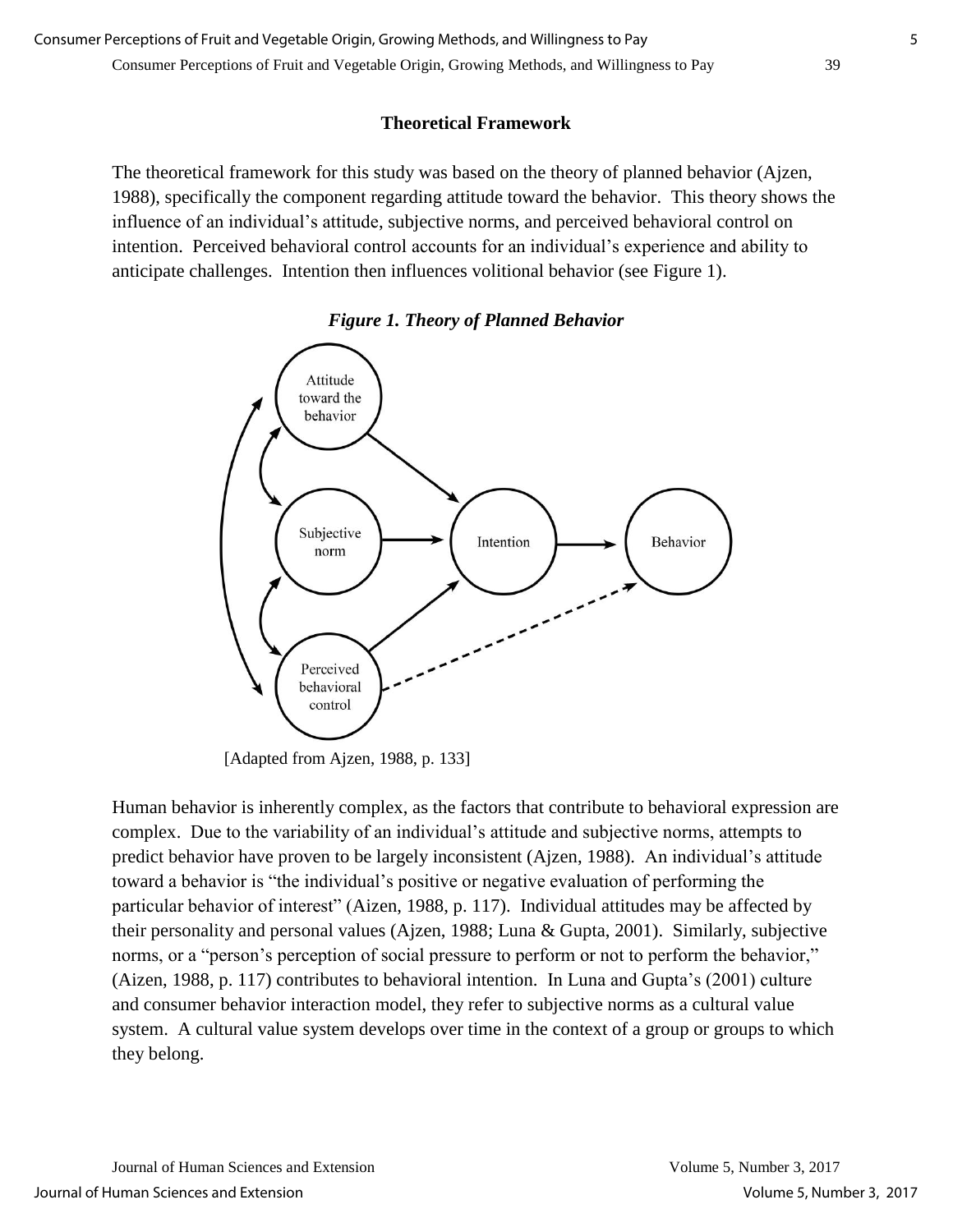## Theoretical Framework

The theoretical framework for this study was based on the theory of planned behavior (Ajzen, 1988), specifically the component regarding attitude toward the behavior. This theory shows the influence of an individual's attitude, subjective norms, and perceived behavioral control on intention. Perceived behavioral control accounts for an individual's experience and ability to anticipate challenges. Intention then influences volitional behavior (see Figure 1).

***Figure 1. Theory of Planned Behavior***

[Adapted from Ajzen, 1988, p. 133]

Human behavior is inherently complex, as the factors that contribute to behavioral expression are complex. Due to the variability of an individual's attitude and subjective norms, attempts to predict behavior have proven to be largely inconsistent (Ajzen, 1988). An individual's attitude toward a behavior is "the individual's positive or negative evaluation of performing the particular behavior of interest" (Aizen, 1988, p. 117). Individual attitudes may be affected by their personality and personal values (Ajzen, 1988; Luna & Gupta, 2001). Similarly, subjective norms, or a "person's perception of social pressure to perform or not to perform the behavior," (Aizen, 1988, p. 117) contributes to behavioral intention. In Luna and Gupta's (2001) culture and consumer behavior interaction model, they refer to subjective norms as a cultural value system. A cultural value system develops over time in the context of a group or groups to which they belong.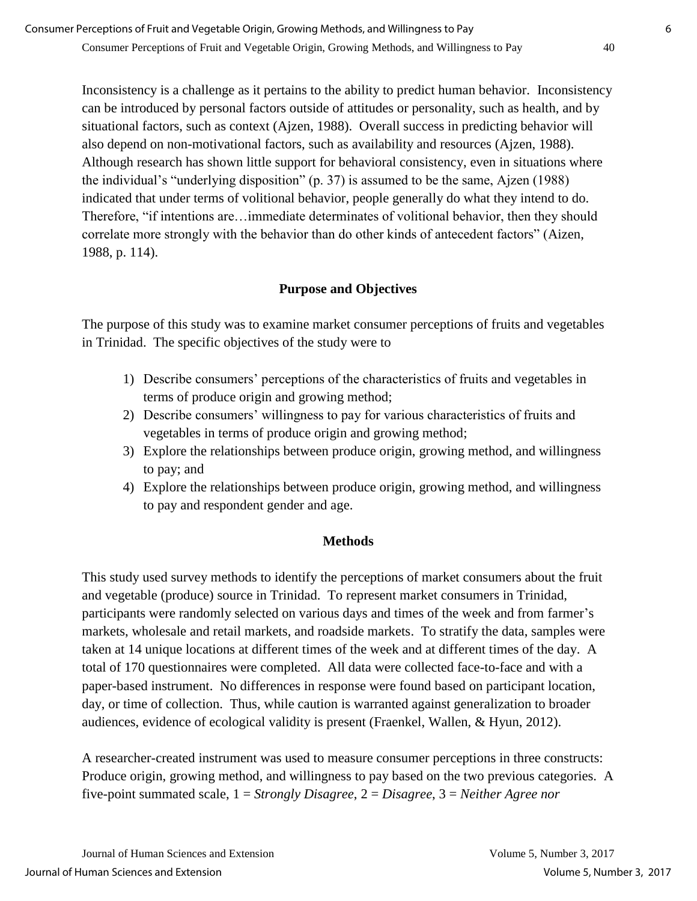Inconsistency is a challenge as it pertains to the ability to predict human behavior. Inconsistency can be introduced by personal factors outside of attitudes or personality, such as health, and by situational factors, such as context (Ajzen, 1988). Overall success in predicting behavior will also depend on non-motivational factors, such as availability and resources (Ajzen, 1988). Although research has shown little support for behavioral consistency, even in situations where the individual's "underlying disposition" (p. 37) is assumed to be the same, Ajzen (1988) indicated that under terms of volitional behavior, people generally do what they intend to do. Therefore, "if intentions are…immediate determinates of volitional behavior, then they should correlate more strongly with the behavior than do other kinds of antecedent factors" (Aizen, 1988, p. 114).

## Purpose and Objectives

The purpose of this study was to examine market consumer perceptions of fruits and vegetables in Trinidad. The specific objectives of the study were to

1) Describe consumers' perceptions of the characteristics of fruits and vegetables in terms of produce origin and growing method;
2) Describe consumers' willingness to pay for various characteristics of fruits and vegetables in terms of produce origin and growing method;
3) Explore the relationships between produce origin, growing method, and willingness to pay; and
4) Explore the relationships between produce origin, growing method, and willingness to pay and respondent gender and age.

## Methods

This study used survey methods to identify the perceptions of market consumers about the fruit and vegetable (produce) source in Trinidad. To represent market consumers in Trinidad, participants were randomly selected on various days and times of the week and from farmer's markets, wholesale and retail markets, and roadside markets. To stratify the data, samples were taken at 14 unique locations at different times of the week and at different times of the day. A total of 170 questionnaires were completed. All data were collected face-to-face and with a paper-based instrument. No differences in response were found based on participant location, day, or time of collection. Thus, while caution is warranted against generalization to broader audiences, evidence of ecological validity is present (Fraenkel, Wallen, & Hyun, 2012).

A researcher-created instrument was used to measure consumer perceptions in three constructs: Produce origin, growing method, and willingness to pay based on the two previous categories. A five-point summated scale, 1 = *Strongly Disagree*, 2 = *Disagree*, 3 = *Neither Agree nor*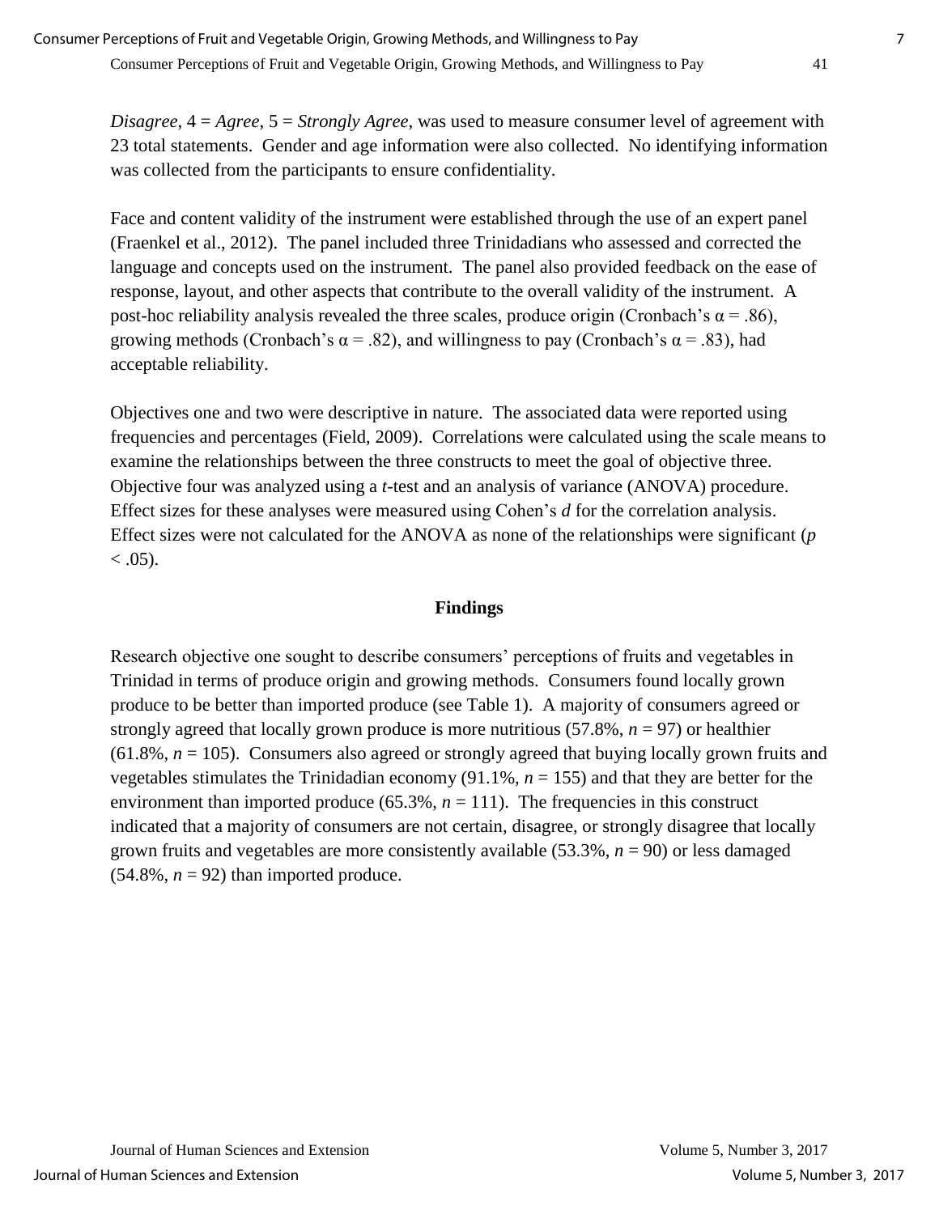*Disagree*, 4 = *Agree*, 5 = *Strongly Agree*, was used to measure consumer level of agreement with 23 total statements. Gender and age information were also collected. No identifying information was collected from the participants to ensure confidentiality.

Face and content validity of the instrument were established through the use of an expert panel (Fraenkel et al., 2012). The panel included three Trinidadians who assessed and corrected the language and concepts used on the instrument. The panel also provided feedback on the ease of response, layout, and other aspects that contribute to the overall validity of the instrument. A post-hoc reliability analysis revealed the three scales, produce origin (Cronbach's $\alpha = .86$), growing methods (Cronbach's $\alpha = .82$), and willingness to pay (Cronbach's $\alpha = .83$), had acceptable reliability.

Objectives one and two were descriptive in nature. The associated data were reported using frequencies and percentages (Field, 2009). Correlations were calculated using the scale means to examine the relationships between the three constructs to meet the goal of objective three. Objective four was analyzed using a *t*-test and an analysis of variance (ANOVA) procedure. Effect sizes for these analyses were measured using Cohen's *d* for the correlation analysis. Effect sizes were not calculated for the ANOVA as none of the relationships were significant ($p < .05$).

## Findings

Research objective one sought to describe consumers' perceptions of fruits and vegetables in Trinidad in terms of produce origin and growing methods. Consumers found locally grown produce to be better than imported produce (see Table 1). A majority of consumers agreed or strongly agreed that locally grown produce is more nutritious (57.8%, $n = 97$) or healthier (61.8%, $n = 105$). Consumers also agreed or strongly agreed that buying locally grown fruits and vegetables stimulates the Trinidadian economy (91.1%, $n = 155$) and that they are better for the environment than imported produce (65.3%, $n = 111$). The frequencies in this construct indicated that a majority of consumers are not certain, disagree, or strongly disagree that locally grown fruits and vegetables are more consistently available (53.3%, $n = 90$) or less damaged (54.8%, $n = 92$) than imported produce.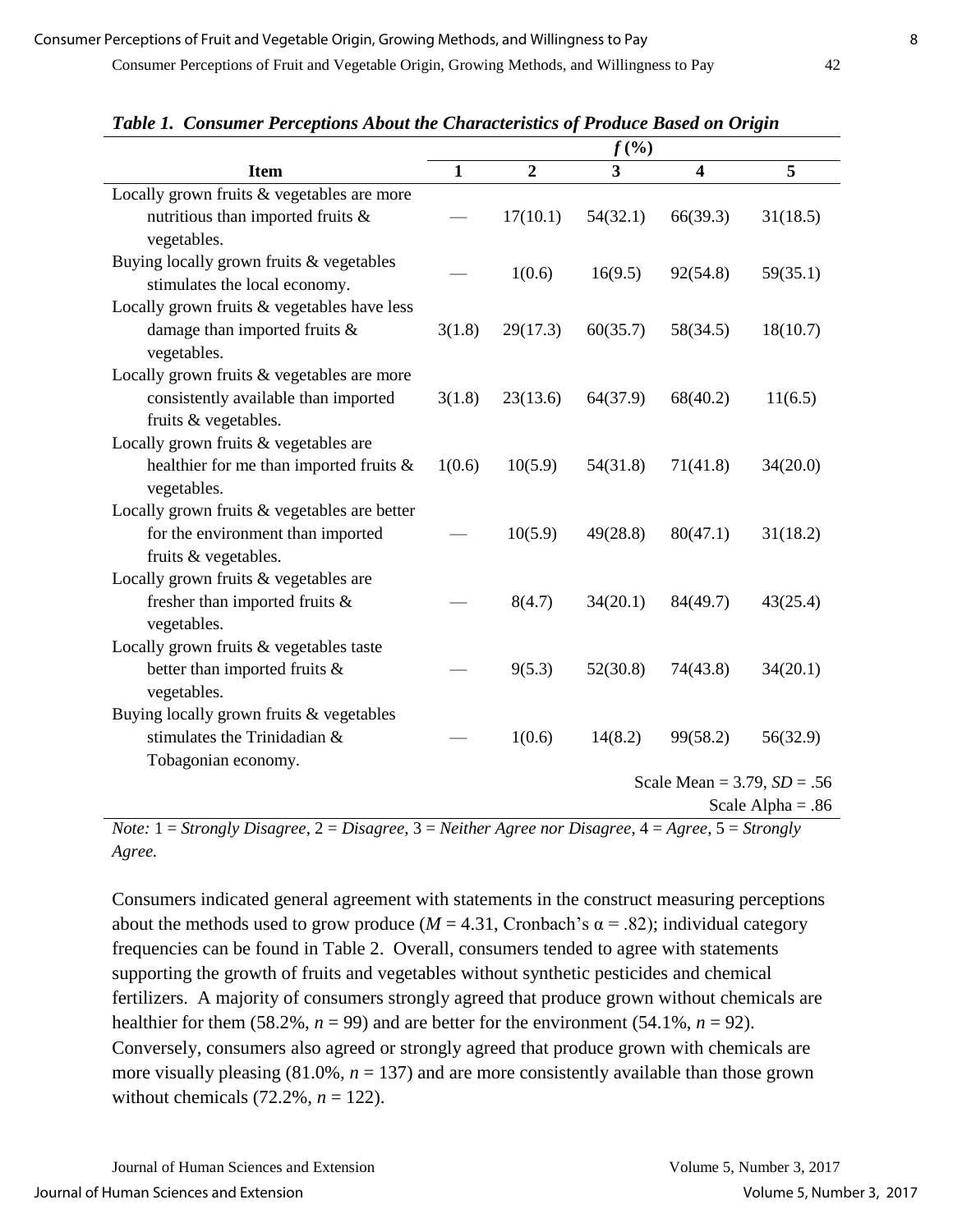*Table 1. Consumer Perceptions About the Characteristics of Produce Based on Origin*

| Item | f (%) | | | | |
|---|---|---|---|---|---|
| | 1 | 2 | 3 | 4 | 5 |
| Locally grown fruits & vegetables are more nutritious than imported fruits & vegetables. | — | 17(10.1) | 54(32.1) | 66(39.3) | 31(18.5) |
| Buying locally grown fruits & vegetables stimulates the local economy. | — | 1(0.6) | 16(9.5) | 92(54.8) | 59(35.1) |
| Locally grown fruits & vegetables have less damage than imported fruits & vegetables. | 3(1.8) | 29(17.3) | 60(35.7) | 58(34.5) | 18(10.7) |
| Locally grown fruits & vegetables are more consistently available than imported fruits & vegetables. | 3(1.8) | 23(13.6) | 64(37.9) | 68(40.2) | 11(6.5) |
| Locally grown fruits & vegetables are healthier for me than imported fruits & vegetables. | 1(0.6) | 10(5.9) | 54(31.8) | 71(41.8) | 34(20.0) |
| Locally grown fruits & vegetables are better for the environment than imported fruits & vegetables. | — | 10(5.9) | 49(28.8) | 80(47.1) | 31(18.2) |
| Locally grown fruits & vegetables are fresher than imported fruits & vegetables. | — | 8(4.7) | 34(20.1) | 84(49.7) | 43(25.4) |
| Locally grown fruits & vegetables taste better than imported fruits & vegetables. | — | 9(5.3) | 52(30.8) | 74(43.8) | 34(20.1) |
| Buying locally grown fruits & vegetables stimulates the Trinidadian & Tobagonian economy. | — | 1(0.6) | 14(8.2) | 99(58.2) | 56(32.9) |
| | | | | | Scale Mean = 3.79, *SD* = .56 |
| | | | | | Scale Alpha = .86 |

*Note:* 1 = *Strongly Disagree*, 2 = *Disagree*, 3 = *Neither Agree nor Disagree*, 4 = *Agree*, 5 = *Strongly Agree.*

Consumers indicated general agreement with statements in the construct measuring perceptions about the methods used to grow produce ($M = 4.31$, Cronbach's $\alpha = .82$); individual category frequencies can be found in Table 2. Overall, consumers tended to agree with statements supporting the growth of fruits and vegetables without synthetic pesticides and chemical fertilizers. A majority of consumers strongly agreed that produce grown without chemicals are healthier for them (58.2%, $n = 99$) and are better for the environment (54.1%, $n = 92$). Conversely, consumers also agreed or strongly agreed that produce grown with chemicals are more visually pleasing (81.0%, $n = 137$) and are more consistently available than those grown without chemicals (72.2%, $n = 122$).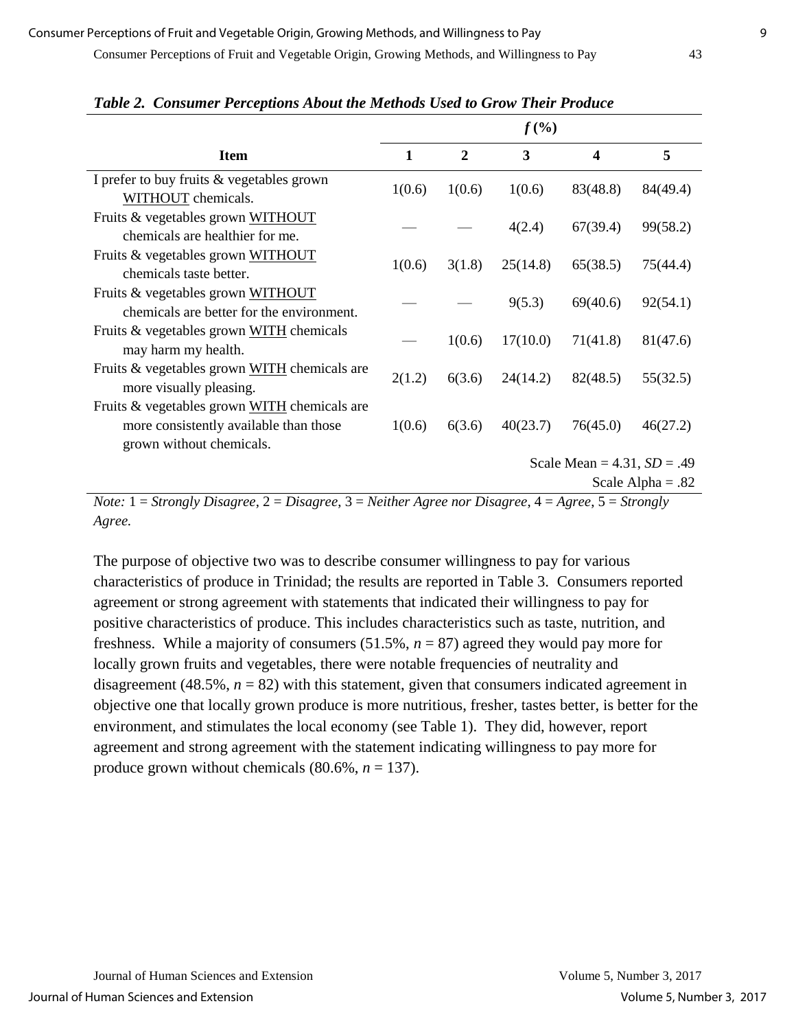*Table 2. Consumer Perceptions About the Methods Used to Grow Their Produce*

| | *f* (%) | | | | |
|---|---|---|---|---|---|
| **Item** | **1** | **2** | **3** | **4** | **5** |
| I prefer to buy fruits & vegetables grown WITHOUT chemicals. | 1(0.6) | 1(0.6) | 1(0.6) | 83(48.8) | 84(49.4) |
| Fruits & vegetables grown WITHOUT chemicals are healthier for me. | — | — | 4(2.4) | 67(39.4) | 99(58.2) |
| Fruits & vegetables grown WITHOUT chemicals taste better. | 1(0.6) | 3(1.8) | 25(14.8) | 65(38.5) | 75(44.4) |
| Fruits & vegetables grown WITHOUT chemicals are better for the environment. | — | — | 9(5.3) | 69(40.6) | 92(54.1) |
| Fruits & vegetables grown WITH chemicals may harm my health. | — | 1(0.6) | 17(10.0) | 71(41.8) | 81(47.6) |
| Fruits & vegetables grown WITH chemicals are more visually pleasing. | 2(1.2) | 6(3.6) | 24(14.2) | 82(48.5) | 55(32.5) |
| Fruits & vegetables grown WITH chemicals are more consistently available than those grown without chemicals. | 1(0.6) | 6(3.6) | 40(23.7) | 76(45.0) | 46(27.2) |
| | | | | | Scale Mean = 4.31, *SD* = .49 |
| | | | | | Scale Alpha = .82 |

*Note:* 1 = *Strongly Disagree*, 2 = *Disagree*, 3 = *Neither Agree nor Disagree*, 4 = *Agree*, 5 = *Strongly Agree.*

The purpose of objective two was to describe consumer willingness to pay for various characteristics of produce in Trinidad; the results are reported in Table 3. Consumers reported agreement or strong agreement with statements that indicated their willingness to pay for positive characteristics of produce. This includes characteristics such as taste, nutrition, and freshness. While a majority of consumers (51.5%, *n* = 87) agreed they would pay more for locally grown fruits and vegetables, there were notable frequencies of neutrality and disagreement (48.5%, *n* = 82) with this statement, given that consumers indicated agreement in objective one that locally grown produce is more nutritious, fresher, tastes better, is better for the environment, and stimulates the local economy (see Table 1). They did, however, report agreement and strong agreement with the statement indicating willingness to pay more for produce grown without chemicals (80.6%, *n* = 137).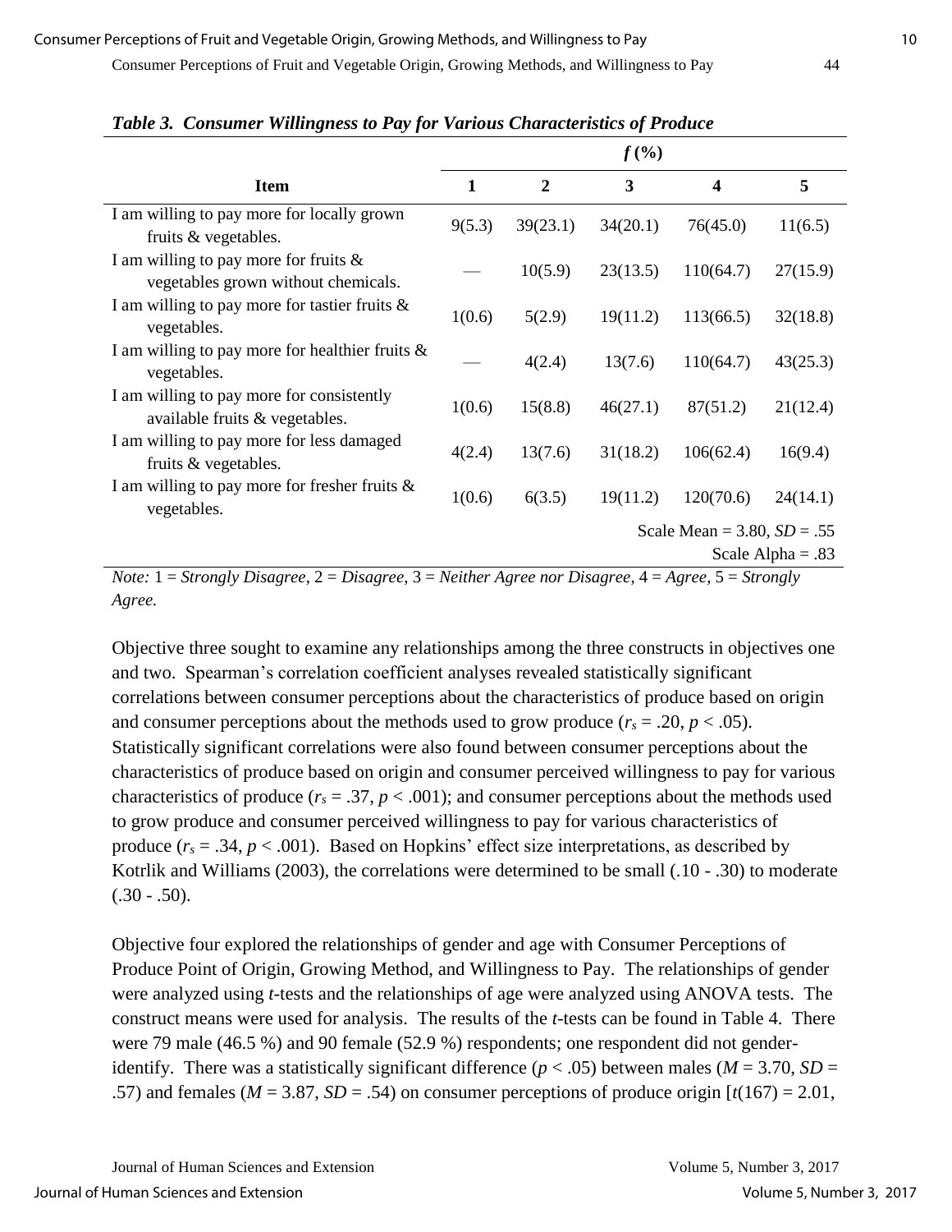*Table 3. Consumer Willingness to Pay for Various Characteristics of Produce*

| Item | *f* (%) | | | | |
|---|---|---|---|---|---|
| | 1 | 2 | 3 | 4 | 5 |
| I am willing to pay more for locally grown fruits & vegetables. | 9(5.3) | 39(23.1) | 34(20.1) | 76(45.0) | 11(6.5) |
| I am willing to pay more for fruits & vegetables grown without chemicals. | — | 10(5.9) | 23(13.5) | 110(64.7) | 27(15.9) |
| I am willing to pay more for tastier fruits & vegetables. | 1(0.6) | 5(2.9) | 19(11.2) | 113(66.5) | 32(18.8) |
| I am willing to pay more for healthier fruits & vegetables. | — | 4(2.4) | 13(7.6) | 110(64.7) | 43(25.3) |
| I am willing to pay more for consistently available fruits & vegetables. | 1(0.6) | 15(8.8) | 46(27.1) | 87(51.2) | 21(12.4) |
| I am willing to pay more for less damaged fruits & vegetables. | 4(2.4) | 13(7.6) | 31(18.2) | 106(62.4) | 16(9.4) |
| I am willing to pay more for fresher fruits & vegetables. | 1(0.6) | 6(3.5) | 19(11.2) | 120(70.6) | 24(14.1) |
| | | | | | Scale Mean = 3.80, *SD* = .55 |
| | | | | | Scale Alpha = .83 |

*Note:* 1 = *Strongly Disagree*, 2 = *Disagree*, 3 = *Neither Agree nor Disagree*, 4 = *Agree*, 5 = *Strongly Agree.*

Objective three sought to examine any relationships among the three constructs in objectives one and two. Spearman's correlation coefficient analyses revealed statistically significant correlations between consumer perceptions about the characteristics of produce based on origin and consumer perceptions about the methods used to grow produce ($r_s = .20$, $p < .05$). Statistically significant correlations were also found between consumer perceptions about the characteristics of produce based on origin and consumer perceived willingness to pay for various characteristics of produce ($r_s = .37$, $p < .001$); and consumer perceptions about the methods used to grow produce and consumer perceived willingness to pay for various characteristics of produce ($r_s = .34$, $p < .001$). Based on Hopkins' effect size interpretations, as described by Kotrlik and Williams (2003), the correlations were determined to be small (.10 - .30) to moderate (.30 - .50).

Objective four explored the relationships of gender and age with Consumer Perceptions of Produce Point of Origin, Growing Method, and Willingness to Pay. The relationships of gender were analyzed using *t*-tests and the relationships of age were analyzed using ANOVA tests. The construct means were used for analysis. The results of the *t*-tests can be found in Table 4. There were 79 male (46.5 %) and 90 female (52.9 %) respondents; one respondent did not gender-identify. There was a statistically significant difference ($p < .05$) between males ($M = 3.70$, $SD = .57$) and females ($M = 3.87$, $SD = .54$) on consumer perceptions of produce origin [$t(167) = 2.01$,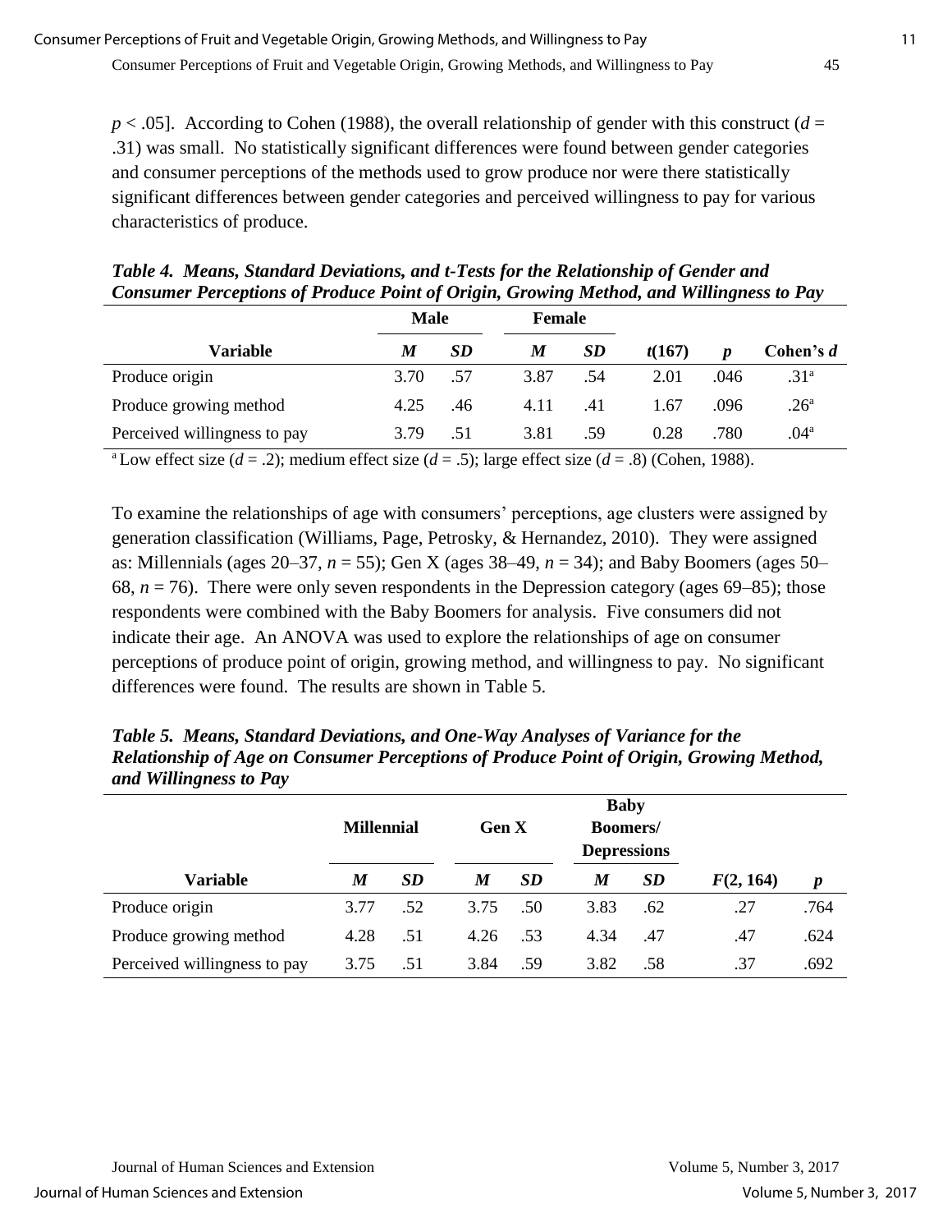$p < .05$]. According to Cohen (1988), the overall relationship of gender with this construct ($d$ = .31) was small. No statistically significant differences were found between gender categories and consumer perceptions of the methods used to grow produce nor were there statistically significant differences between gender categories and perceived willingness to pay for various characteristics of produce.

***Table 4. Means, Standard Deviations, and t-Tests for the Relationship of Gender and Consumer Perceptions of Produce Point of Origin, Growing Method, and Willingness to Pay***

| | Male | | Female | | | | |
|---|---|---|---|---|---|---|---|
| **Variable** | ***M*** | ***SD*** | ***M*** | ***SD*** | $t(167)$ | $p$ | **Cohen's *d*** |
| Produce origin | 3.70 | .57 | 3.87 | .54 | 2.01 | .046 | .31[a] |
| Produce growing method | 4.25 | .46 | 4.11 | .41 | 1.67 | .096 | .26[a] |
| Perceived willingness to pay | 3.79 | .51 | 3.81 | .59 | 0.28 | .780 | .04[a] |

[a] Low effect size ($d$ = .2); medium effect size ($d$ = .5); large effect size ($d$ = .8) (Cohen, 1988).

To examine the relationships of age with consumers' perceptions, age clusters were assigned by generation classification (Williams, Page, Petrosky, & Hernandez, 2010). They were assigned as: Millennials (ages 20–37, $n$ = 55); Gen X (ages 38–49, $n$ = 34); and Baby Boomers (ages 50–68, $n$ = 76). There were only seven respondents in the Depression category (ages 69–85); those respondents were combined with the Baby Boomers for analysis. Five consumers did not indicate their age. An ANOVA was used to explore the relationships of age on consumer perceptions of produce point of origin, growing method, and willingness to pay. No significant differences were found. The results are shown in Table 5.

***Table 5. Means, Standard Deviations, and One-Way Analyses of Variance for the Relationship of Age on Consumer Perceptions of Produce Point of Origin, Growing Method, and Willingness to Pay***

| | Millennial | | Gen X | | Baby Boomers/ Depressions | | | |
|---|---|---|---|---|---|---|---|---|
| **Variable** | ***M*** | ***SD*** | ***M*** | ***SD*** | ***M*** | ***SD*** | $F(2, 164)$ | $p$ |
| Produce origin | 3.77 | .52 | 3.75 | .50 | 3.83 | .62 | .27 | .764 |
| Produce growing method | 4.28 | .51 | 4.26 | .53 | 4.34 | .47 | .47 | .624 |
| Perceived willingness to pay | 3.75 | .51 | 3.84 | .59 | 3.82 | .58 | .37 | .692 |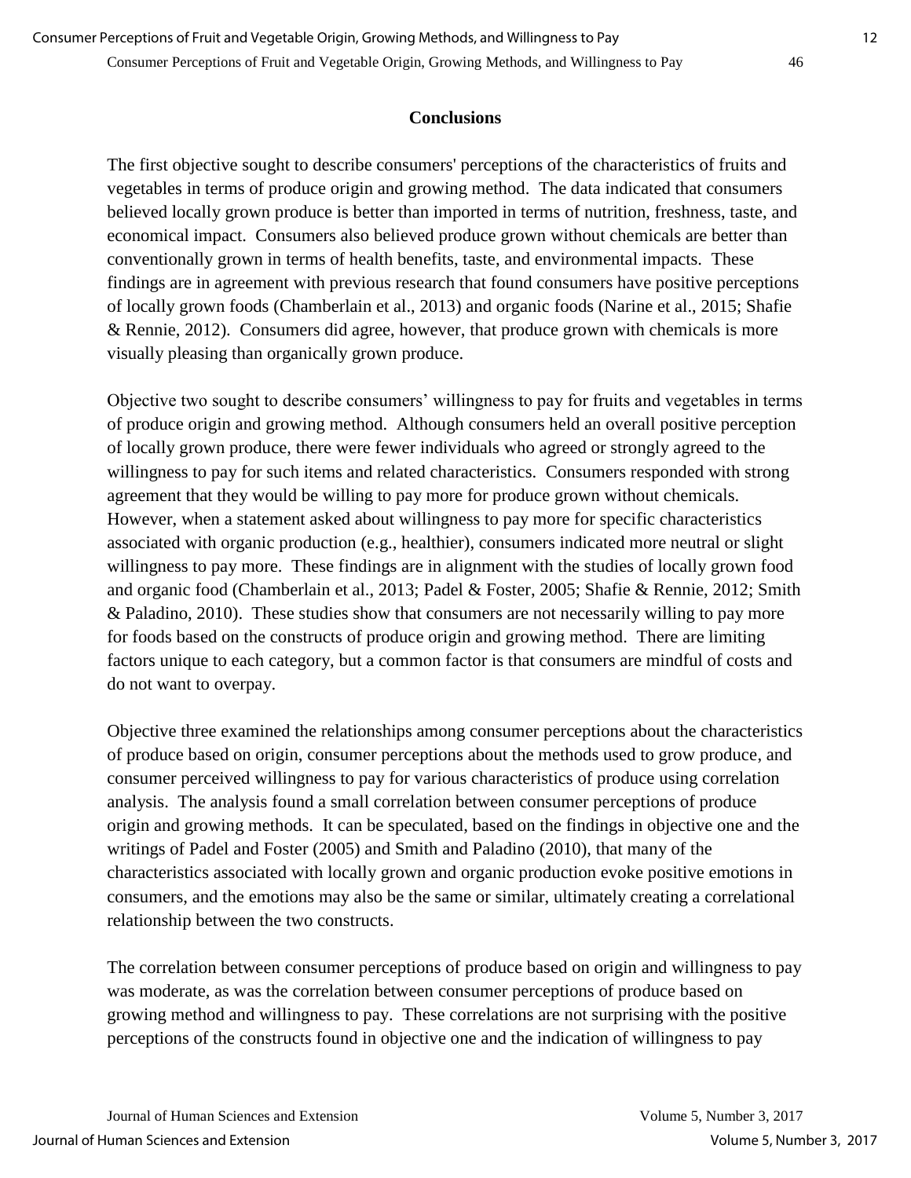## Conclusions

The first objective sought to describe consumers' perceptions of the characteristics of fruits and vegetables in terms of produce origin and growing method. The data indicated that consumers believed locally grown produce is better than imported in terms of nutrition, freshness, taste, and economical impact. Consumers also believed produce grown without chemicals are better than conventionally grown in terms of health benefits, taste, and environmental impacts. These findings are in agreement with previous research that found consumers have positive perceptions of locally grown foods (Chamberlain et al., 2013) and organic foods (Narine et al., 2015; Shafie & Rennie, 2012). Consumers did agree, however, that produce grown with chemicals is more visually pleasing than organically grown produce.

Objective two sought to describe consumers' willingness to pay for fruits and vegetables in terms of produce origin and growing method. Although consumers held an overall positive perception of locally grown produce, there were fewer individuals who agreed or strongly agreed to the willingness to pay for such items and related characteristics. Consumers responded with strong agreement that they would be willing to pay more for produce grown without chemicals. However, when a statement asked about willingness to pay more for specific characteristics associated with organic production (e.g., healthier), consumers indicated more neutral or slight willingness to pay more. These findings are in alignment with the studies of locally grown food and organic food (Chamberlain et al., 2013; Padel & Foster, 2005; Shafie & Rennie, 2012; Smith & Paladino, 2010). These studies show that consumers are not necessarily willing to pay more for foods based on the constructs of produce origin and growing method. There are limiting factors unique to each category, but a common factor is that consumers are mindful of costs and do not want to overpay.

Objective three examined the relationships among consumer perceptions about the characteristics of produce based on origin, consumer perceptions about the methods used to grow produce, and consumer perceived willingness to pay for various characteristics of produce using correlation analysis. The analysis found a small correlation between consumer perceptions of produce origin and growing methods. It can be speculated, based on the findings in objective one and the writings of Padel and Foster (2005) and Smith and Paladino (2010), that many of the characteristics associated with locally grown and organic production evoke positive emotions in consumers, and the emotions may also be the same or similar, ultimately creating a correlational relationship between the two constructs.

The correlation between consumer perceptions of produce based on origin and willingness to pay was moderate, as was the correlation between consumer perceptions of produce based on growing method and willingness to pay. These correlations are not surprising with the positive perceptions of the constructs found in objective one and the indication of willingness to pay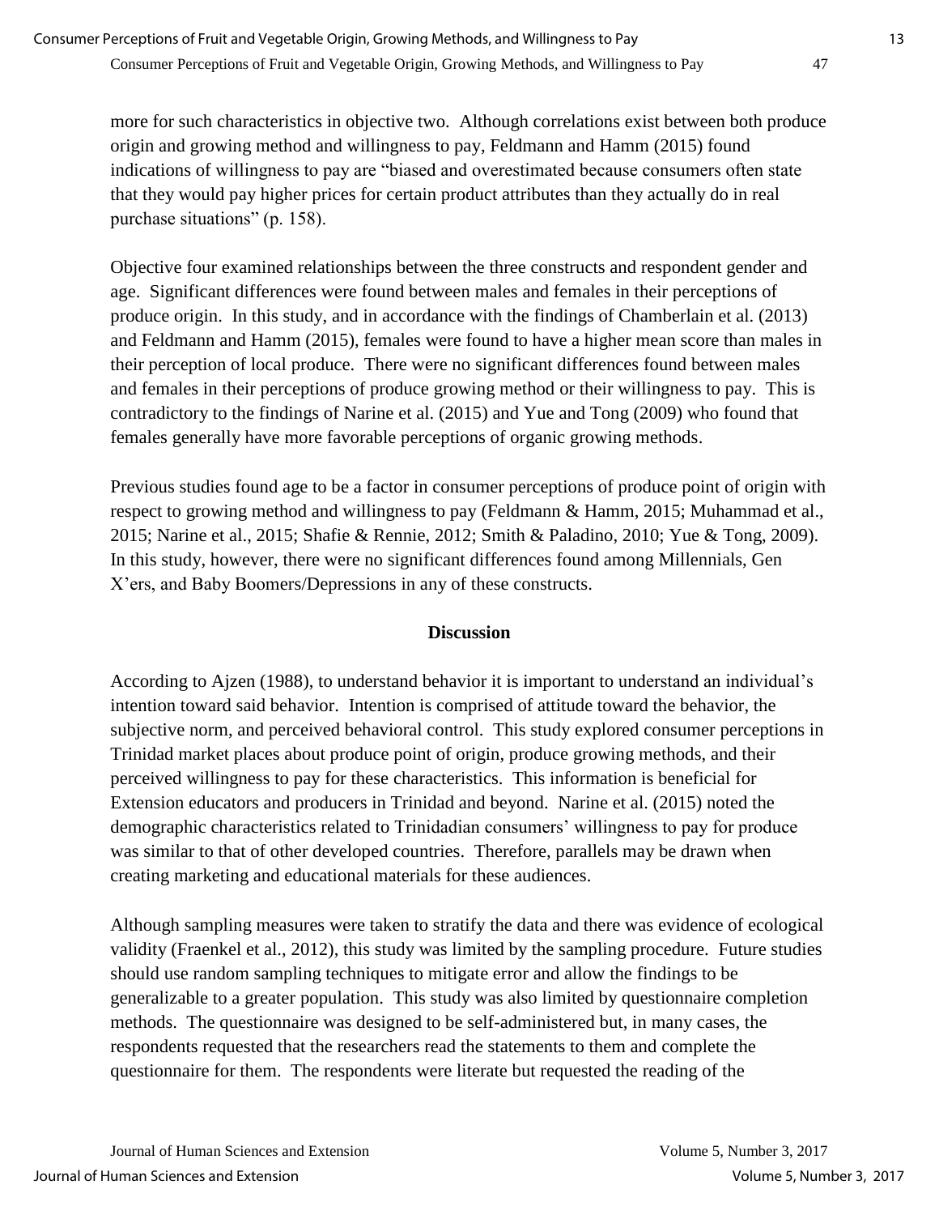more for such characteristics in objective two. Although correlations exist between both produce origin and growing method and willingness to pay, Feldmann and Hamm (2015) found indications of willingness to pay are "biased and overestimated because consumers often state that they would pay higher prices for certain product attributes than they actually do in real purchase situations" (p. 158).

Objective four examined relationships between the three constructs and respondent gender and age. Significant differences were found between males and females in their perceptions of produce origin. In this study, and in accordance with the findings of Chamberlain et al. (2013) and Feldmann and Hamm (2015), females were found to have a higher mean score than males in their perception of local produce. There were no significant differences found between males and females in their perceptions of produce growing method or their willingness to pay. This is contradictory to the findings of Narine et al. (2015) and Yue and Tong (2009) who found that females generally have more favorable perceptions of organic growing methods.

Previous studies found age to be a factor in consumer perceptions of produce point of origin with respect to growing method and willingness to pay (Feldmann & Hamm, 2015; Muhammad et al., 2015; Narine et al., 2015; Shafie & Rennie, 2012; Smith & Paladino, 2010; Yue & Tong, 2009). In this study, however, there were no significant differences found among Millennials, Gen X'ers, and Baby Boomers/Depressions in any of these constructs.

## Discussion

According to Ajzen (1988), to understand behavior it is important to understand an individual's intention toward said behavior. Intention is comprised of attitude toward the behavior, the subjective norm, and perceived behavioral control. This study explored consumer perceptions in Trinidad market places about produce point of origin, produce growing methods, and their perceived willingness to pay for these characteristics. This information is beneficial for Extension educators and producers in Trinidad and beyond. Narine et al. (2015) noted the demographic characteristics related to Trinidadian consumers' willingness to pay for produce was similar to that of other developed countries. Therefore, parallels may be drawn when creating marketing and educational materials for these audiences.

Although sampling measures were taken to stratify the data and there was evidence of ecological validity (Fraenkel et al., 2012), this study was limited by the sampling procedure. Future studies should use random sampling techniques to mitigate error and allow the findings to be generalizable to a greater population. This study was also limited by questionnaire completion methods. The questionnaire was designed to be self-administered but, in many cases, the respondents requested that the researchers read the statements to them and complete the questionnaire for them. The respondents were literate but requested the reading of the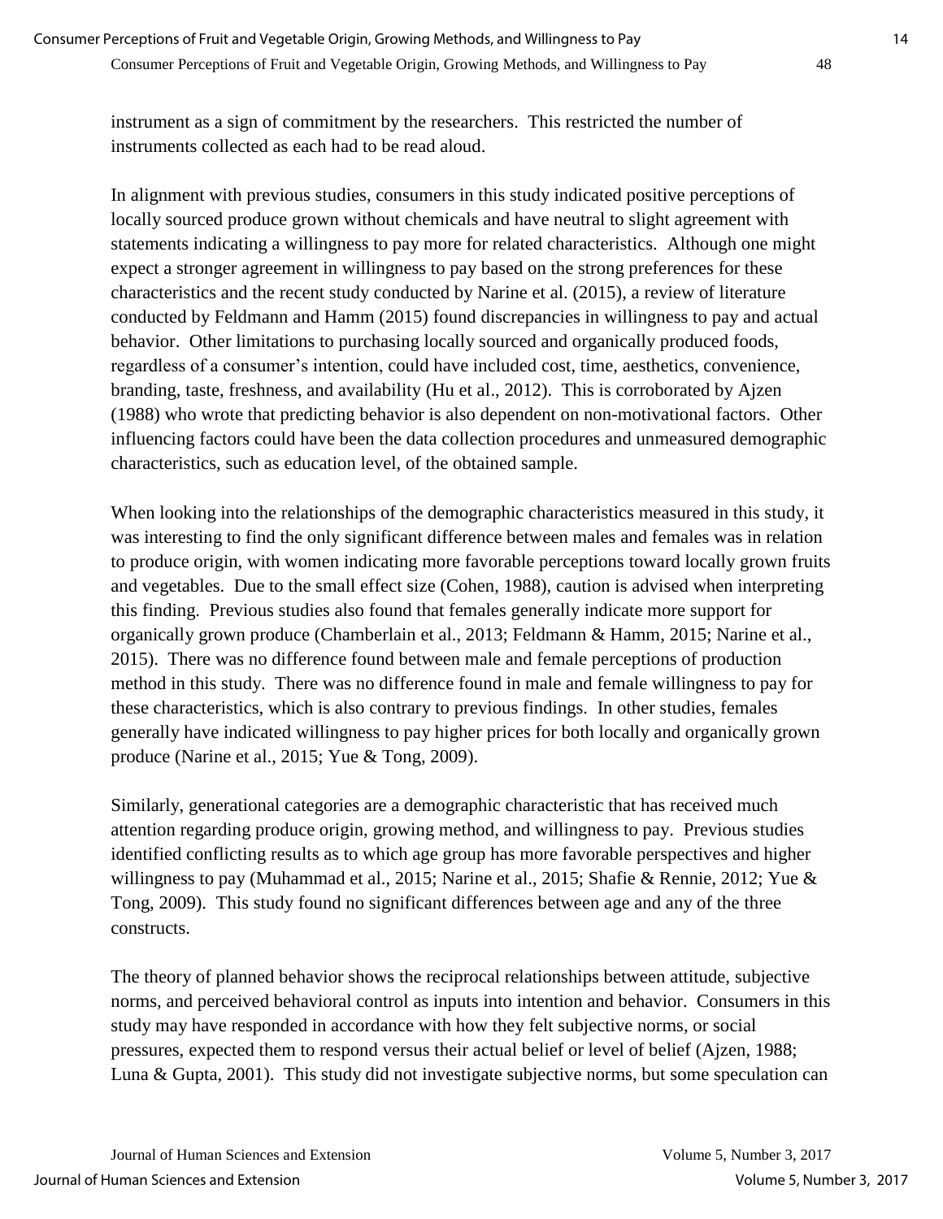instrument as a sign of commitment by the researchers. This restricted the number of instruments collected as each had to be read aloud.

In alignment with previous studies, consumers in this study indicated positive perceptions of locally sourced produce grown without chemicals and have neutral to slight agreement with statements indicating a willingness to pay more for related characteristics. Although one might expect a stronger agreement in willingness to pay based on the strong preferences for these characteristics and the recent study conducted by Narine et al. (2015), a review of literature conducted by Feldmann and Hamm (2015) found discrepancies in willingness to pay and actual behavior. Other limitations to purchasing locally sourced and organically produced foods, regardless of a consumer's intention, could have included cost, time, aesthetics, convenience, branding, taste, freshness, and availability (Hu et al., 2012). This is corroborated by Ajzen (1988) who wrote that predicting behavior is also dependent on non-motivational factors. Other influencing factors could have been the data collection procedures and unmeasured demographic characteristics, such as education level, of the obtained sample.

When looking into the relationships of the demographic characteristics measured in this study, it was interesting to find the only significant difference between males and females was in relation to produce origin, with women indicating more favorable perceptions toward locally grown fruits and vegetables. Due to the small effect size (Cohen, 1988), caution is advised when interpreting this finding. Previous studies also found that females generally indicate more support for organically grown produce (Chamberlain et al., 2013; Feldmann & Hamm, 2015; Narine et al., 2015). There was no difference found between male and female perceptions of production method in this study. There was no difference found in male and female willingness to pay for these characteristics, which is also contrary to previous findings. In other studies, females generally have indicated willingness to pay higher prices for both locally and organically grown produce (Narine et al., 2015; Yue & Tong, 2009).

Similarly, generational categories are a demographic characteristic that has received much attention regarding produce origin, growing method, and willingness to pay. Previous studies identified conflicting results as to which age group has more favorable perspectives and higher willingness to pay (Muhammad et al., 2015; Narine et al., 2015; Shafie & Rennie, 2012; Yue & Tong, 2009). This study found no significant differences between age and any of the three constructs.

The theory of planned behavior shows the reciprocal relationships between attitude, subjective norms, and perceived behavioral control as inputs into intention and behavior. Consumers in this study may have responded in accordance with how they felt subjective norms, or social pressures, expected them to respond versus their actual belief or level of belief (Ajzen, 1988; Luna & Gupta, 2001). This study did not investigate subjective norms, but some speculation can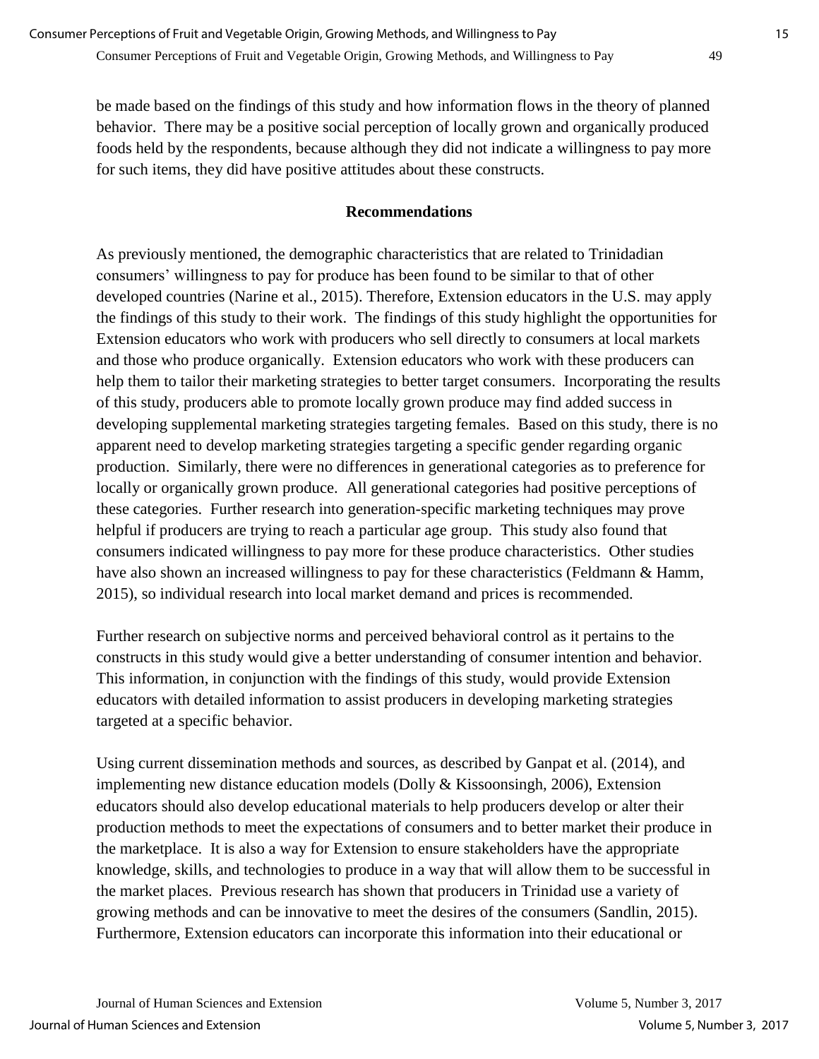be made based on the findings of this study and how information flows in the theory of planned behavior. There may be a positive social perception of locally grown and organically produced foods held by the respondents, because although they did not indicate a willingness to pay more for such items, they did have positive attitudes about these constructs.

## Recommendations

As previously mentioned, the demographic characteristics that are related to Trinidadian consumers' willingness to pay for produce has been found to be similar to that of other developed countries (Narine et al., 2015). Therefore, Extension educators in the U.S. may apply the findings of this study to their work. The findings of this study highlight the opportunities for Extension educators who work with producers who sell directly to consumers at local markets and those who produce organically. Extension educators who work with these producers can help them to tailor their marketing strategies to better target consumers. Incorporating the results of this study, producers able to promote locally grown produce may find added success in developing supplemental marketing strategies targeting females. Based on this study, there is no apparent need to develop marketing strategies targeting a specific gender regarding organic production. Similarly, there were no differences in generational categories as to preference for locally or organically grown produce. All generational categories had positive perceptions of these categories. Further research into generation-specific marketing techniques may prove helpful if producers are trying to reach a particular age group. This study also found that consumers indicated willingness to pay more for these produce characteristics. Other studies have also shown an increased willingness to pay for these characteristics (Feldmann & Hamm, 2015), so individual research into local market demand and prices is recommended.

Further research on subjective norms and perceived behavioral control as it pertains to the constructs in this study would give a better understanding of consumer intention and behavior. This information, in conjunction with the findings of this study, would provide Extension educators with detailed information to assist producers in developing marketing strategies targeted at a specific behavior.

Using current dissemination methods and sources, as described by Ganpat et al. (2014), and implementing new distance education models (Dolly & Kissoonsingh, 2006), Extension educators should also develop educational materials to help producers develop or alter their production methods to meet the expectations of consumers and to better market their produce in the marketplace. It is also a way for Extension to ensure stakeholders have the appropriate knowledge, skills, and technologies to produce in a way that will allow them to be successful in the market places. Previous research has shown that producers in Trinidad use a variety of growing methods and can be innovative to meet the desires of the consumers (Sandlin, 2015). Furthermore, Extension educators can incorporate this information into their educational or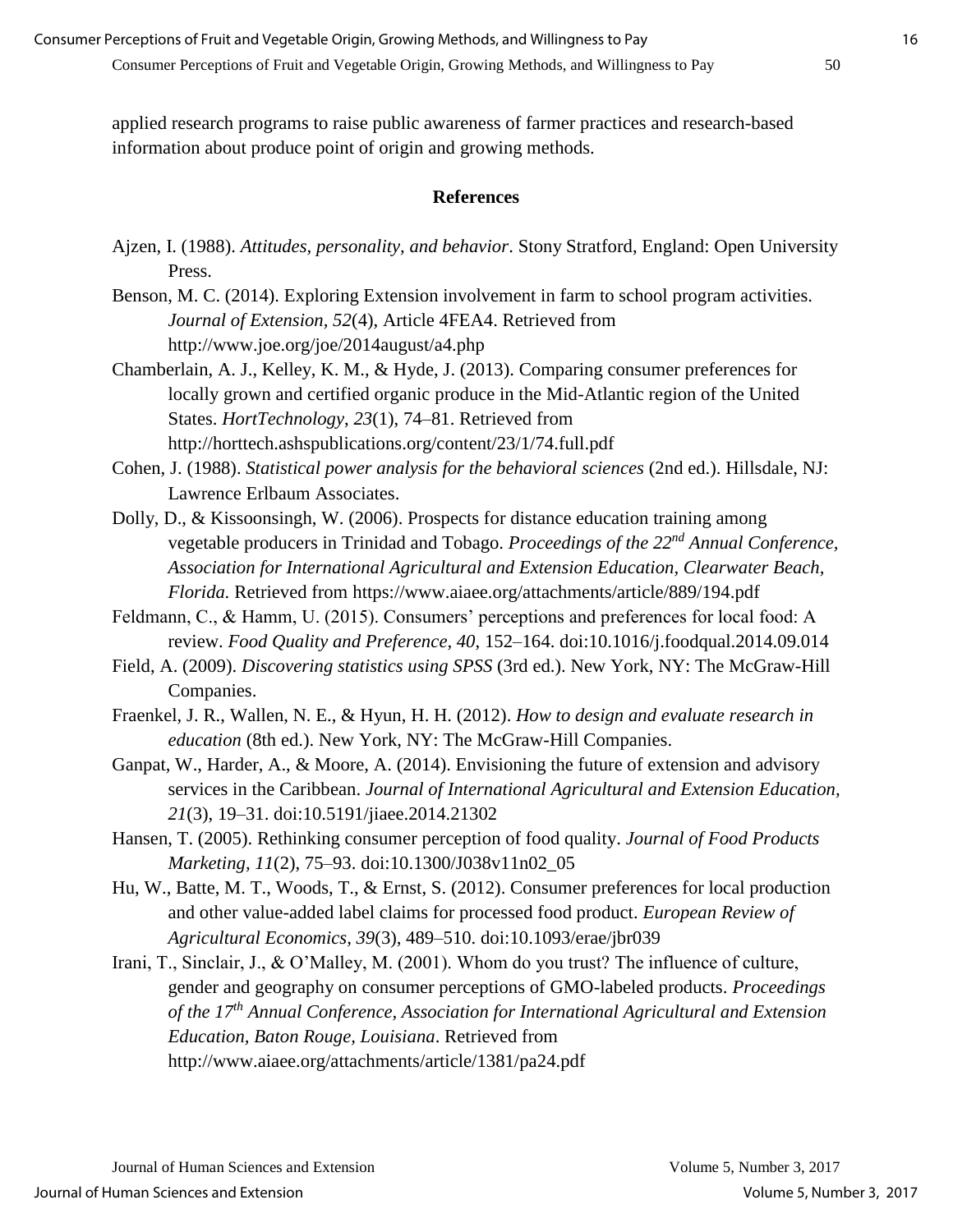applied research programs to raise public awareness of farmer practices and research-based information about produce point of origin and growing methods.

## References

Ajzen, I. (1988). *Attitudes, personality, and behavior*. Stony Stratford, England: Open University Press.

Benson, M. C. (2014). Exploring Extension involvement in farm to school program activities. *Journal of Extension, 52*(4), Article 4FEA4. Retrieved from http://www.joe.org/joe/2014august/a4.php

Chamberlain, A. J., Kelley, K. M., & Hyde, J. (2013). Comparing consumer preferences for locally grown and certified organic produce in the Mid-Atlantic region of the United States. *HortTechnology, 23*(1), 74–81. Retrieved from http://horttech.ashspublications.org/content/23/1/74.full.pdf

Cohen, J. (1988). *Statistical power analysis for the behavioral sciences* (2nd ed.). Hillsdale, NJ: Lawrence Erlbaum Associates.

Dolly, D., & Kissoonsingh, W. (2006). Prospects for distance education training among vegetable producers in Trinidad and Tobago. *Proceedings of the 22nd Annual Conference, Association for International Agricultural and Extension Education, Clearwater Beach, Florida.* Retrieved from https://www.aiaee.org/attachments/article/889/194.pdf

Feldmann, C., & Hamm, U. (2015). Consumers' perceptions and preferences for local food: A review. *Food Quality and Preference, 40*, 152–164. doi:10.1016/j.foodqual.2014.09.014

Field, A. (2009). *Discovering statistics using SPSS* (3rd ed.). New York, NY: The McGraw-Hill Companies.

Fraenkel, J. R., Wallen, N. E., & Hyun, H. H. (2012). *How to design and evaluate research in education* (8th ed.). New York, NY: The McGraw-Hill Companies.

Ganpat, W., Harder, A., & Moore, A. (2014). Envisioning the future of extension and advisory services in the Caribbean. *Journal of International Agricultural and Extension Education, 21*(3), 19–31. doi:10.5191/jiaee.2014.21302

Hansen, T. (2005). Rethinking consumer perception of food quality. *Journal of Food Products Marketing, 11*(2), 75–93. doi:10.1300/J038v11n02_05

Hu, W., Batte, M. T., Woods, T., & Ernst, S. (2012). Consumer preferences for local production and other value-added label claims for processed food product. *European Review of Agricultural Economics, 39*(3), 489–510. doi:10.1093/erae/jbr039

Irani, T., Sinclair, J., & O'Malley, M. (2001). Whom do you trust? The influence of culture, gender and geography on consumer perceptions of GMO-labeled products. *Proceedings of the 17th Annual Conference, Association for International Agricultural and Extension Education, Baton Rouge, Louisiana*. Retrieved from http://www.aiaee.org/attachments/article/1381/pa24.pdf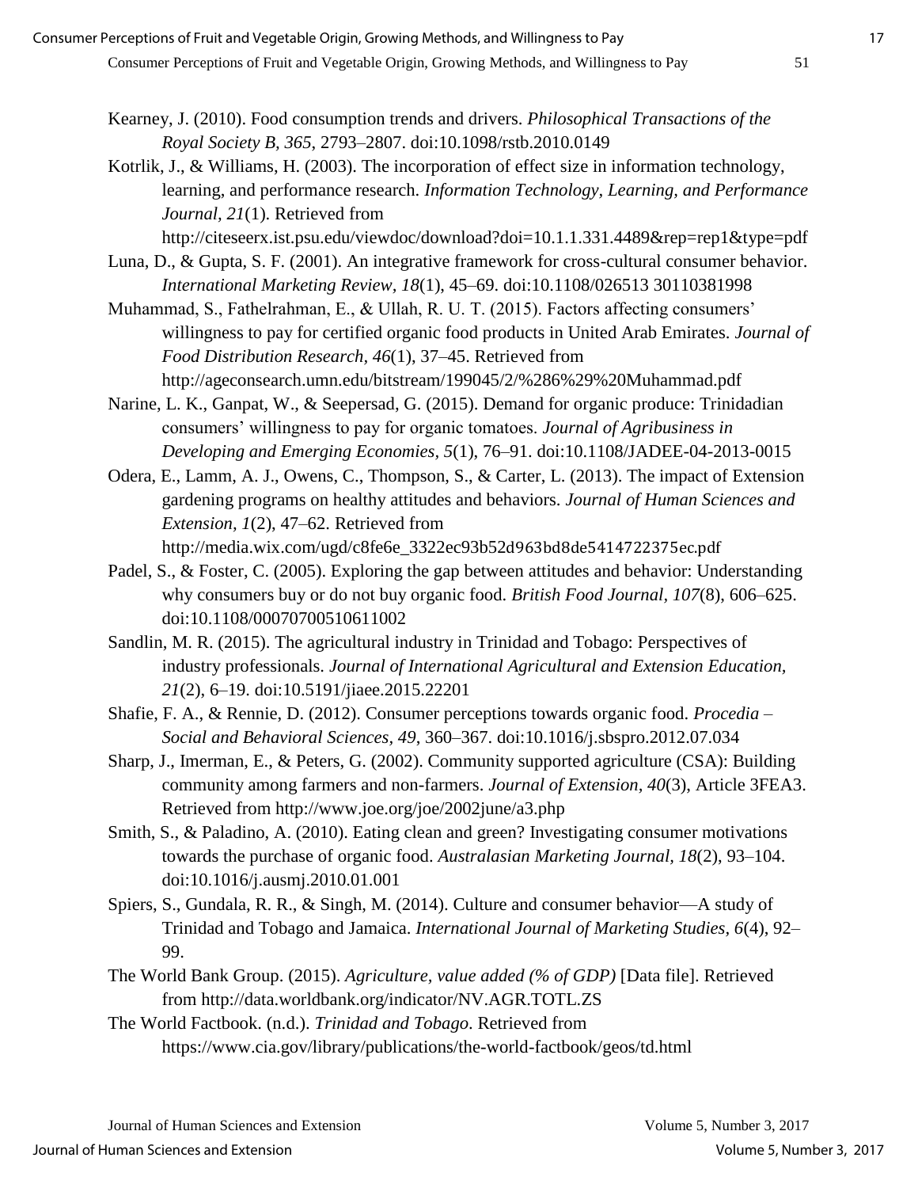Kearney, J. (2010). Food consumption trends and drivers. *Philosophical Transactions of the Royal Society B, 365*, 2793–2807. doi:10.1098/rstb.2010.0149

Kotrlik, J., & Williams, H. (2003). The incorporation of effect size in information technology, learning, and performance research. *Information Technology, Learning, and Performance Journal, 21*(1). Retrieved from http://citeseerx.ist.psu.edu/viewdoc/download?doi=10.1.1.331.4489&rep=rep1&type=pdf

Luna, D., & Gupta, S. F. (2001). An integrative framework for cross-cultural consumer behavior. *International Marketing Review, 18*(1), 45–69. doi:10.1108/026513 30110381998

Muhammad, S., Fathelrahman, E., & Ullah, R. U. T. (2015). Factors affecting consumers' willingness to pay for certified organic food products in United Arab Emirates. *Journal of Food Distribution Research, 46*(1), 37–45. Retrieved from http://ageconsearch.umn.edu/bitstream/199045/2/%286%29%20Muhammad.pdf

Narine, L. K., Ganpat, W., & Seepersad, G. (2015). Demand for organic produce: Trinidadian consumers' willingness to pay for organic tomatoes. *Journal of Agribusiness in Developing and Emerging Economies, 5*(1), 76–91. doi:10.1108/JADEE-04-2013-0015

Odera, E., Lamm, A. J., Owens, C., Thompson, S., & Carter, L. (2013). The impact of Extension gardening programs on healthy attitudes and behaviors. *Journal of Human Sciences and Extension, 1*(2), 47–62. Retrieved from http://media.wix.com/ugd/c8fe6e_3322ec93b52d963bd8de5414722375ec.pdf

Padel, S., & Foster, C. (2005). Exploring the gap between attitudes and behavior: Understanding why consumers buy or do not buy organic food. *British Food Journal, 107*(8), 606–625. doi:10.1108/00070700510611002

Sandlin, M. R. (2015). The agricultural industry in Trinidad and Tobago: Perspectives of industry professionals. *Journal of International Agricultural and Extension Education, 21*(2), 6–19. doi:10.5191/jiaee.2015.22201

Shafie, F. A., & Rennie, D. (2012). Consumer perceptions towards organic food. *Procedia – Social and Behavioral Sciences, 49*, 360–367. doi:10.1016/j.sbspro.2012.07.034

Sharp, J., Imerman, E., & Peters, G. (2002). Community supported agriculture (CSA): Building community among farmers and non-farmers. *Journal of Extension, 40*(3), Article 3FEA3. Retrieved from http://www.joe.org/joe/2002june/a3.php

Smith, S., & Paladino, A. (2010). Eating clean and green? Investigating consumer motivations towards the purchase of organic food. *Australasian Marketing Journal, 18*(2), 93–104. doi:10.1016/j.ausmj.2010.01.001

Spiers, S., Gundala, R. R., & Singh, M. (2014). Culture and consumer behavior—A study of Trinidad and Tobago and Jamaica. *International Journal of Marketing Studies, 6*(4), 92–99.

The World Bank Group. (2015). *Agriculture, value added (% of GDP)* [Data file]. Retrieved from http://data.worldbank.org/indicator/NV.AGR.TOTL.ZS

The World Factbook. (n.d.). *Trinidad and Tobago*. Retrieved from https://www.cia.gov/library/publications/the-world-factbook/geos/td.html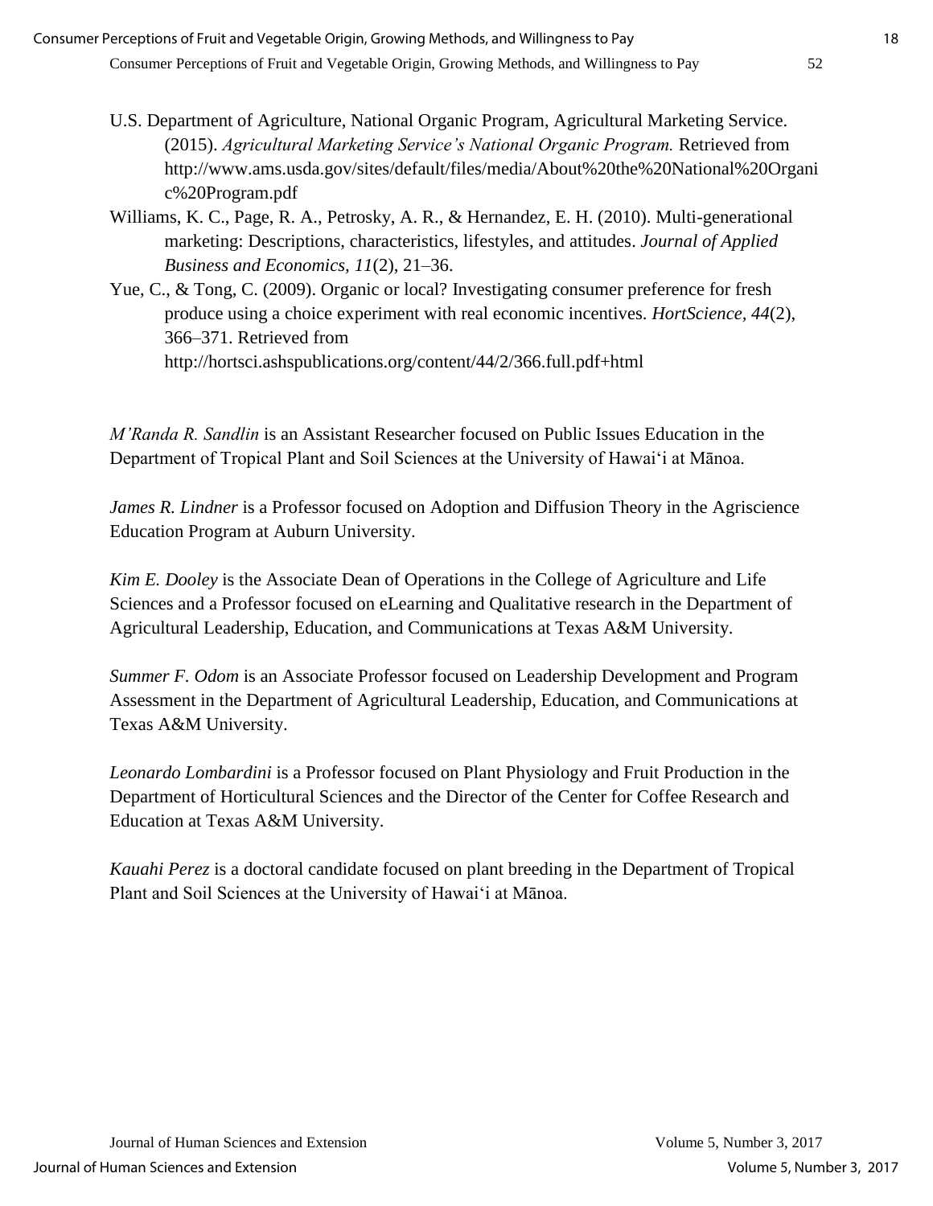U.S. Department of Agriculture, National Organic Program, Agricultural Marketing Service. (2015). *Agricultural Marketing Service's National Organic Program.* Retrieved from http://www.ams.usda.gov/sites/default/files/media/About%20the%20National%20Organic%20Program.pdf

Williams, K. C., Page, R. A., Petrosky, A. R., & Hernandez, E. H. (2010). Multi-generational marketing: Descriptions, characteristics, lifestyles, and attitudes. *Journal of Applied Business and Economics, 11*(2), 21–36.

Yue, C., & Tong, C. (2009). Organic or local? Investigating consumer preference for fresh produce using a choice experiment with real economic incentives. *HortScience, 44*(2), 366–371. Retrieved from http://hortsci.ashspublications.org/content/44/2/366.full.pdf+html

*M'Randa R. Sandlin* is an Assistant Researcher focused on Public Issues Education in the Department of Tropical Plant and Soil Sciences at the University of Hawai'i at Mānoa.

*James R. Lindner* is a Professor focused on Adoption and Diffusion Theory in the Agriscience Education Program at Auburn University.

*Kim E. Dooley* is the Associate Dean of Operations in the College of Agriculture and Life Sciences and a Professor focused on eLearning and Qualitative research in the Department of Agricultural Leadership, Education, and Communications at Texas A&M University.

*Summer F. Odom* is an Associate Professor focused on Leadership Development and Program Assessment in the Department of Agricultural Leadership, Education, and Communications at Texas A&M University.

*Leonardo Lombardini* is a Professor focused on Plant Physiology and Fruit Production in the Department of Horticultural Sciences and the Director of the Center for Coffee Research and Education at Texas A&M University.

*Kauahi Perez* is a doctoral candidate focused on plant breeding in the Department of Tropical Plant and Soil Sciences at the University of Hawai'i at Mānoa.